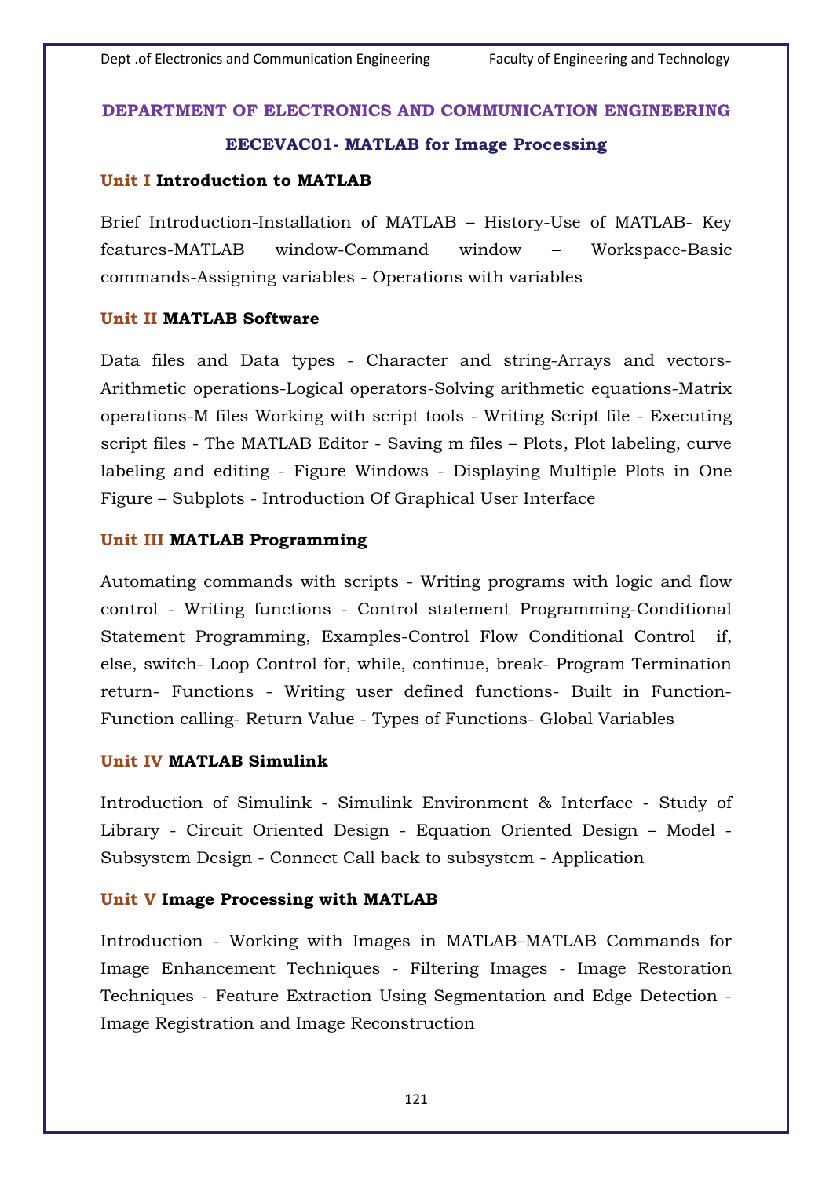## DEPARTMENT OF ELECTRONICS AND COMMUNICATION ENGINEERING

### EECEVAC01- MATLAB for Image Processing

**Unit I Introduction to MATLAB**

Brief Introduction-Installation of MATLAB – History-Use of MATLAB- Key features-MATLAB window-Command window – Workspace-Basic commands-Assigning variables - Operations with variables

**Unit II MATLAB Software**

Data files and Data types - Character and string-Arrays and vectors-Arithmetic operations-Logical operators-Solving arithmetic equations-Matrix operations-M files Working with script tools - Writing Script file - Executing script files - The MATLAB Editor - Saving m files – Plots, Plot labeling, curve labeling and editing - Figure Windows - Displaying Multiple Plots in One Figure – Subplots - Introduction Of Graphical User Interface

**Unit III MATLAB Programming**

Automating commands with scripts - Writing programs with logic and flow control - Writing functions - Control statement Programming-Conditional Statement Programming, Examples-Control Flow Conditional Control if, else, switch- Loop Control for, while, continue, break- Program Termination return- Functions - Writing user defined functions- Built in Function-Function calling- Return Value - Types of Functions- Global Variables

**Unit IV MATLAB Simulink**

Introduction of Simulink - Simulink Environment & Interface - Study of Library - Circuit Oriented Design - Equation Oriented Design – Model - Subsystem Design - Connect Call back to subsystem - Application

**Unit V Image Processing with MATLAB**

Introduction - Working with Images in MATLAB–MATLAB Commands for Image Enhancement Techniques - Filtering Images - Image Restoration Techniques - Feature Extraction Using Segmentation and Edge Detection - Image Registration and Image Reconstruction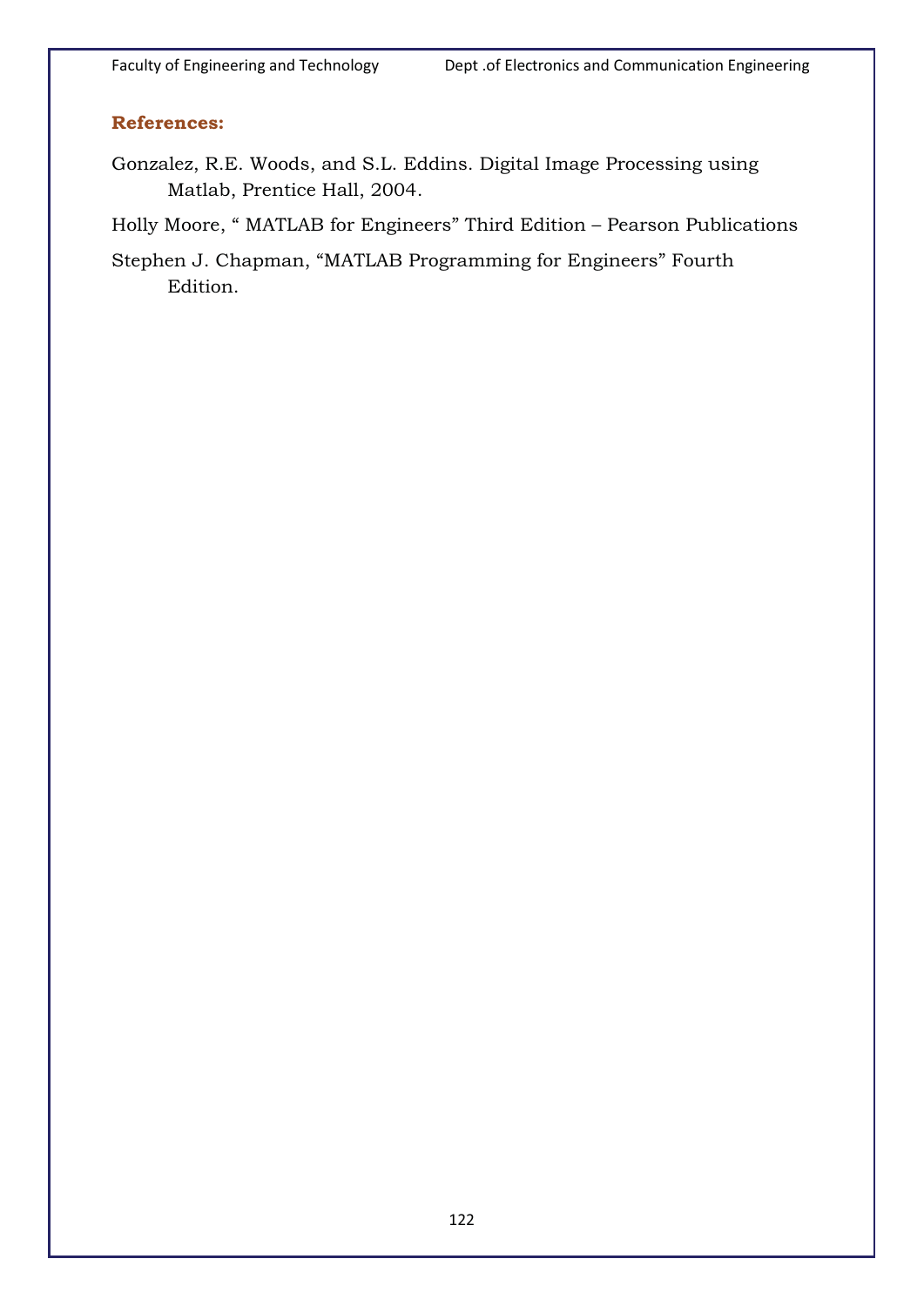## References:

Gonzalez, R.E. Woods, and S.L. Eddins. Digital Image Processing using Matlab, Prentice Hall, 2004.

Holly Moore, " MATLAB for Engineers" Third Edition – Pearson Publications

Stephen J. Chapman, "MATLAB Programming for Engineers" Fourth Edition.